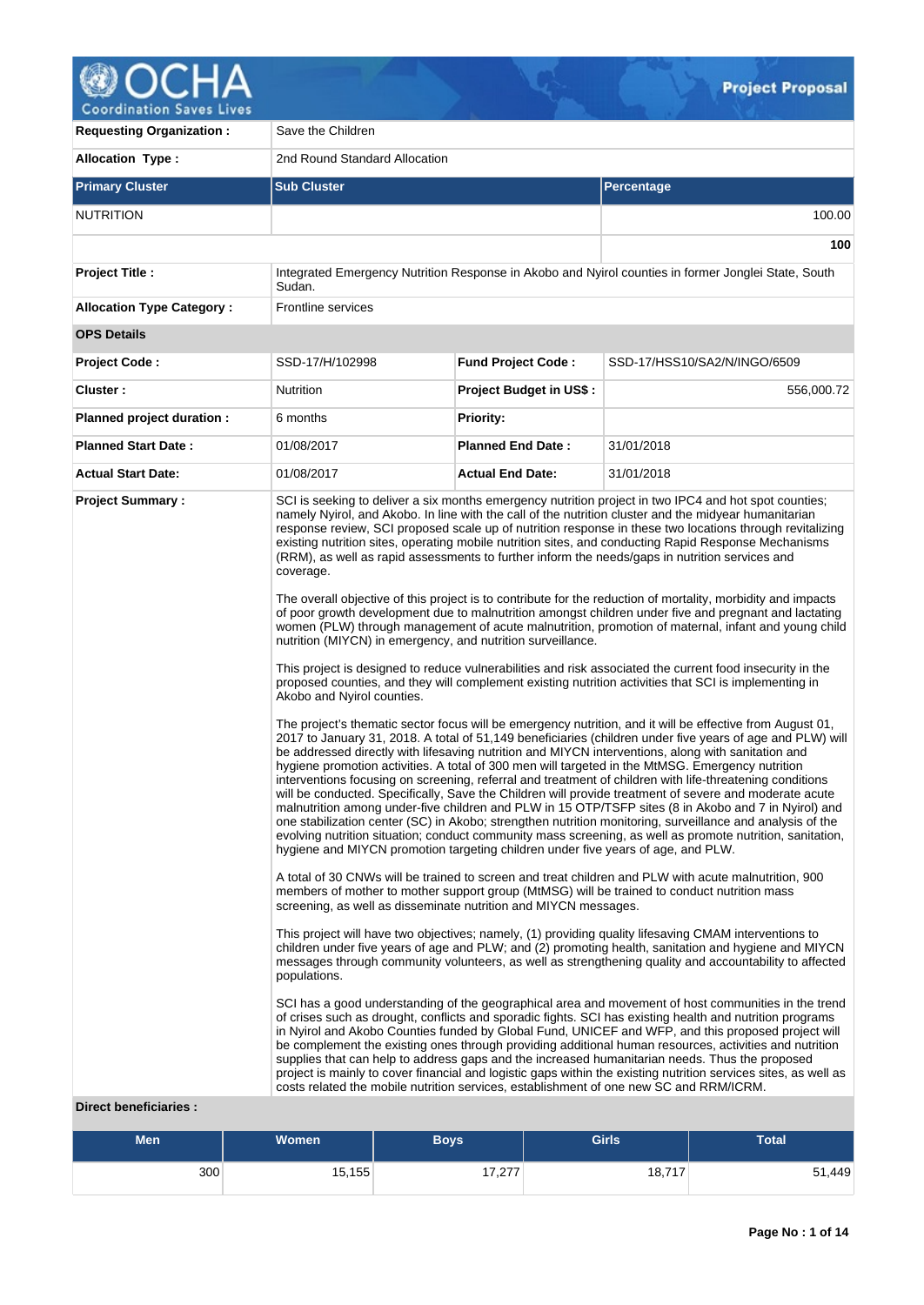# OCHA — Coordination Saves Lives

**Project Proposal**

| | |
|---|---|
| **Requesting Organization :** | Save the Children |
| **Allocation Type :** | 2nd Round Standard Allocation |

| **Primary Cluster** | **Sub Cluster** | **Percentage** |
|---|---|---|
| NUTRITION | | 100.00 |
| | | **100** |

| | |
|---|---|
| **Project Title :** | Integrated Emergency Nutrition Response in Akobo and Nyirol counties in former Jonglei State, South Sudan. |
| **Allocation Type Category :** | Frontline services |

**OPS Details**

| | | | |
|---|---|---|---|
| **Project Code :** | SSD-17/H/102998 | **Fund Project Code :** | SSD-17/HSS10/SA2/N/INGO/6509 |
| **Cluster :** | Nutrition | **Project Budget in US$ :** | 556,000.72 |
| **Planned project duration :** | 6 months | **Priority:** | |
| **Planned Start Date :** | 01/08/2017 | **Planned End Date :** | 31/01/2018 |
| **Actual Start Date:** | 01/08/2017 | **Actual End Date:** | 31/01/2018 |

**Project Summary :**

SCI is seeking to deliver a six months emergency nutrition project in two IPC4 and hot spot counties; namely Nyirol, and Akobo. In line with the call of the nutrition cluster and the midyear humanitarian response review, SCI proposed scale up of nutrition response in these two locations through revitalizing existing nutrition sites, operating mobile nutrition sites, and conducting Rapid Response Mechanisms (RRM), as well as rapid assessments to further inform the needs/gaps in nutrition services and coverage.

The overall objective of this project is to contribute for the reduction of mortality, morbidity and impacts of poor growth development due to malnutrition amongst children under five and pregnant and lactating women (PLW) through management of acute malnutrition, promotion of maternal, infant and young child nutrition (MIYCN) in emergency, and nutrition surveillance.

This project is designed to reduce vulnerabilities and risk associated the current food insecurity in the proposed counties, and they will complement existing nutrition activities that SCI is implementing in Akobo and Nyirol counties.

The project's thematic sector focus will be emergency nutrition, and it will be effective from August 01, 2017 to January 31, 2018. A total of 51,149 beneficiaries (children under five years of age and PLW) will be addressed directly with lifesaving nutrition and MIYCN interventions, along with sanitation and hygiene promotion activities. A total of 300 men will targeted in the MtMSG. Emergency nutrition interventions focusing on screening, referral and treatment of children with life-threatening conditions will be conducted. Specifically, Save the Children will provide treatment of severe and moderate acute malnutrition among under-five children and PLW in 15 OTP/TSFP sites (8 in Akobo and 7 in Nyirol) and one stabilization center (SC) in Akobo; strengthen nutrition monitoring, surveillance and analysis of the evolving nutrition situation; conduct community mass screening, as well as promote nutrition, sanitation, hygiene and MIYCN promotion targeting children under five years of age, and PLW.

A total of 30 CNWs will be trained to screen and treat children and PLW with acute malnutrition, 900 members of mother to mother support group (MtMSG) will be trained to conduct nutrition mass screening, as well as disseminate nutrition and MIYCN messages.

This project will have two objectives; namely, (1) providing quality lifesaving CMAM interventions to children under five years of age and PLW; and (2) promoting health, sanitation and hygiene and MIYCN messages through community volunteers, as well as strengthening quality and accountability to affected populations.

SCI has a good understanding of the geographical area and movement of host communities in the trend of crises such as drought, conflicts and sporadic fights. SCI has existing health and nutrition programs in Nyirol and Akobo Counties funded by Global Fund, UNICEF and WFP, and this proposed project will be complement the existing ones through providing additional human resources, activities and nutrition supplies that can help to address gaps and the increased humanitarian needs. Thus the proposed project is mainly to cover financial and logistic gaps within the existing nutrition services sites, as well as costs related the mobile nutrition services, establishment of one new SC and RRM/ICRM.

**Direct beneficiaries :**

| Men | Women | Boys | Girls | Total |
|---|---|---|---|---|
| 300 | 15,155 | 17,277 | 18,717 | 51,449 |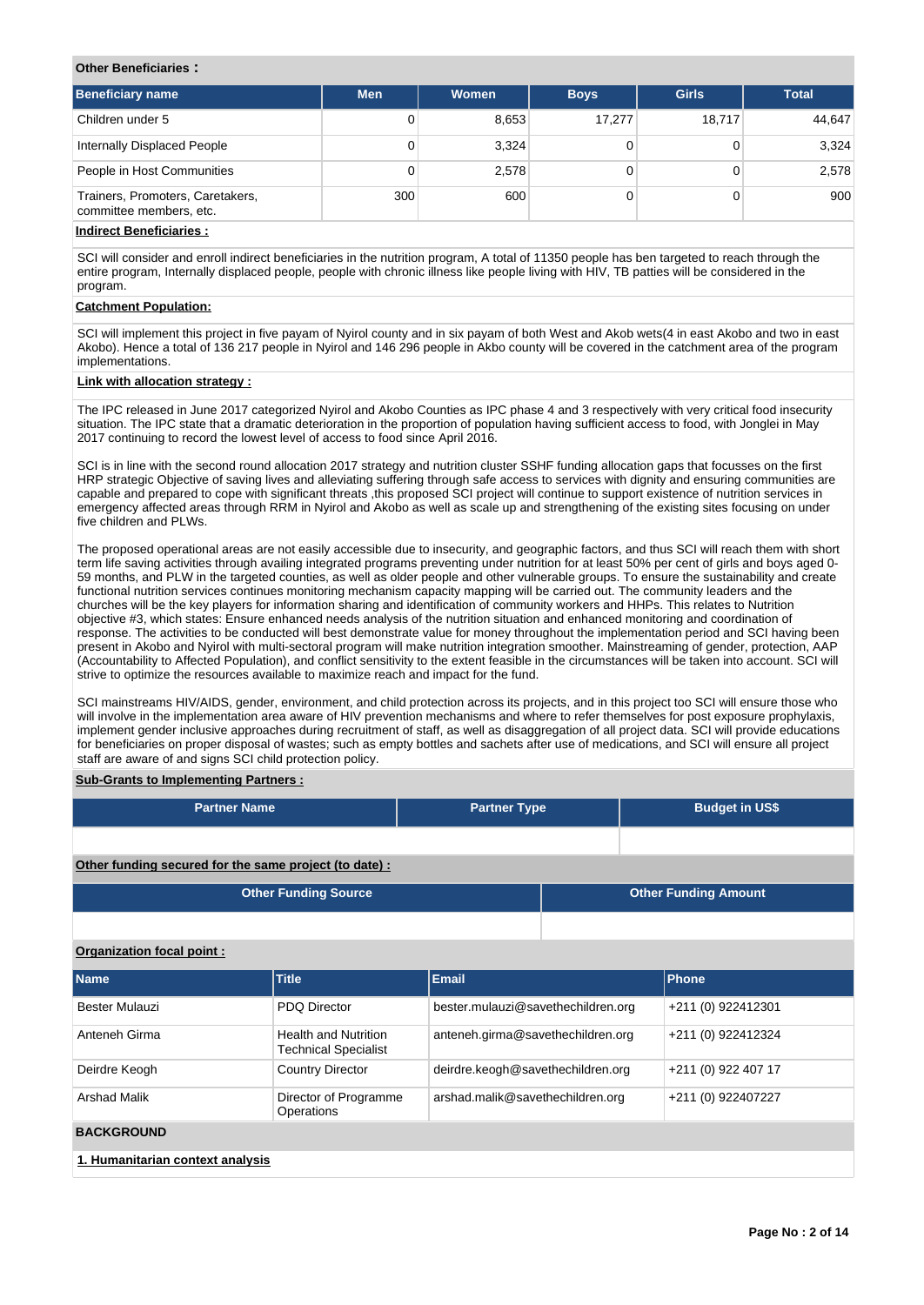**Other Beneficiaries :**

| Beneficiary name | Men | Women | Boys | Girls | Total |
|---|---|---|---|---|---|
| Children under 5 | 0 | 8,653 | 17,277 | 18,717 | 44,647 |
| Internally Displaced People | 0 | 3,324 | 0 | 0 | 3,324 |
| People in Host Communities | 0 | 2,578 | 0 | 0 | 2,578 |
| Trainers, Promoters, Caretakers, committee members, etc. | 300 | 600 | 0 | 0 | 900 |

**Indirect Beneficiaries :**

SCI will consider and enroll indirect beneficiaries in the nutrition program, A total of 11350 people has ben targeted to reach through the entire program, Internally displaced people, people with chronic illness like people living with HIV, TB patties will be considered in the program.

**Catchment Population:**

SCI will implement this project in five payam of Nyirol county and in six payam of both West and Akob wets(4 in east Akobo and two in east Akobo). Hence a total of 136 217 people in Nyirol and 146 296 people in Akbo county will be covered in the catchment area of the program implementations.

**Link with allocation strategy :**

The IPC released in June 2017 categorized Nyirol and Akobo Counties as IPC phase 4 and 3 respectively with very critical food insecurity situation. The IPC state that a dramatic deterioration in the proportion of population having sufficient access to food, with Jonglei in May 2017 continuing to record the lowest level of access to food since April 2016.

SCI is in line with the second round allocation 2017 strategy and nutrition cluster SSHF funding allocation gaps that focusses on the first HRP strategic Objective of saving lives and alleviating suffering through safe access to services with dignity and ensuring communities are capable and prepared to cope with significant threats ,this proposed SCI project will continue to support existence of nutrition services in emergency affected areas through RRM in Nyirol and Akobo as well as scale up and strengthening of the existing sites focusing on under five children and PLWs.

The proposed operational areas are not easily accessible due to insecurity, and geographic factors, and thus SCI will reach them with short term life saving activities through availing integrated programs preventing under nutrition for at least 50% per cent of girls and boys aged 0-59 months, and PLW in the targeted counties, as well as older people and other vulnerable groups. To ensure the sustainability and create functional nutrition services continues monitoring mechanism capacity mapping will be carried out. The community leaders and the churches will be the key players for information sharing and identification of community workers and HHPs. This relates to Nutrition objective #3, which states: Ensure enhanced needs analysis of the nutrition situation and enhanced monitoring and coordination of response. The activities to be conducted will best demonstrate value for money throughout the implementation period and SCI having been present in Akobo and Nyirol with multi-sectoral program will make nutrition integration smoother. Mainstreaming of gender, protection, AAP (Accountability to Affected Population), and conflict sensitivity to the extent feasible in the circumstances will be taken into account. SCI will strive to optimize the resources available to maximize reach and impact for the fund.

SCI mainstreams HIV/AIDS, gender, environment, and child protection across its projects, and in this project too SCI will ensure those who will involve in the implementation area aware of HIV prevention mechanisms and where to refer themselves for post exposure prophylaxis, implement gender inclusive approaches during recruitment of staff, as well as disaggregation of all project data. SCI will provide educations for beneficiaries on proper disposal of wastes; such as empty bottles and sachets after use of medications, and SCI will ensure all project staff are aware of and signs SCI child protection policy.

**Sub-Grants to Implementing Partners :**

| Partner Name | Partner Type | Budget in US$ |
|---|---|---|
| | | |

**Other funding secured for the same project (to date) :**

| Other Funding Source | Other Funding Amount |
|---|---|
| | |

**Organization focal point :**

| Name | Title | Email | Phone |
|---|---|---|---|
| Bester Mulauzi | PDQ Director | bester.mulauzi@savethechildren.org | +211 (0) 922412301 |
| Anteneh Girma | Health and Nutrition Technical Specialist | anteneh.girma@savethechildren.org | +211 (0) 922412324 |
| Deirdre Keogh | Country Director | deirdre.keogh@savethechildren.org | +211 (0) 922 407 17 |
| Arshad Malik | Director of Programme Operations | arshad.malik@savethechildren.org | +211 (0) 922407227 |

## BACKGROUND

**1. Humanitarian context analysis**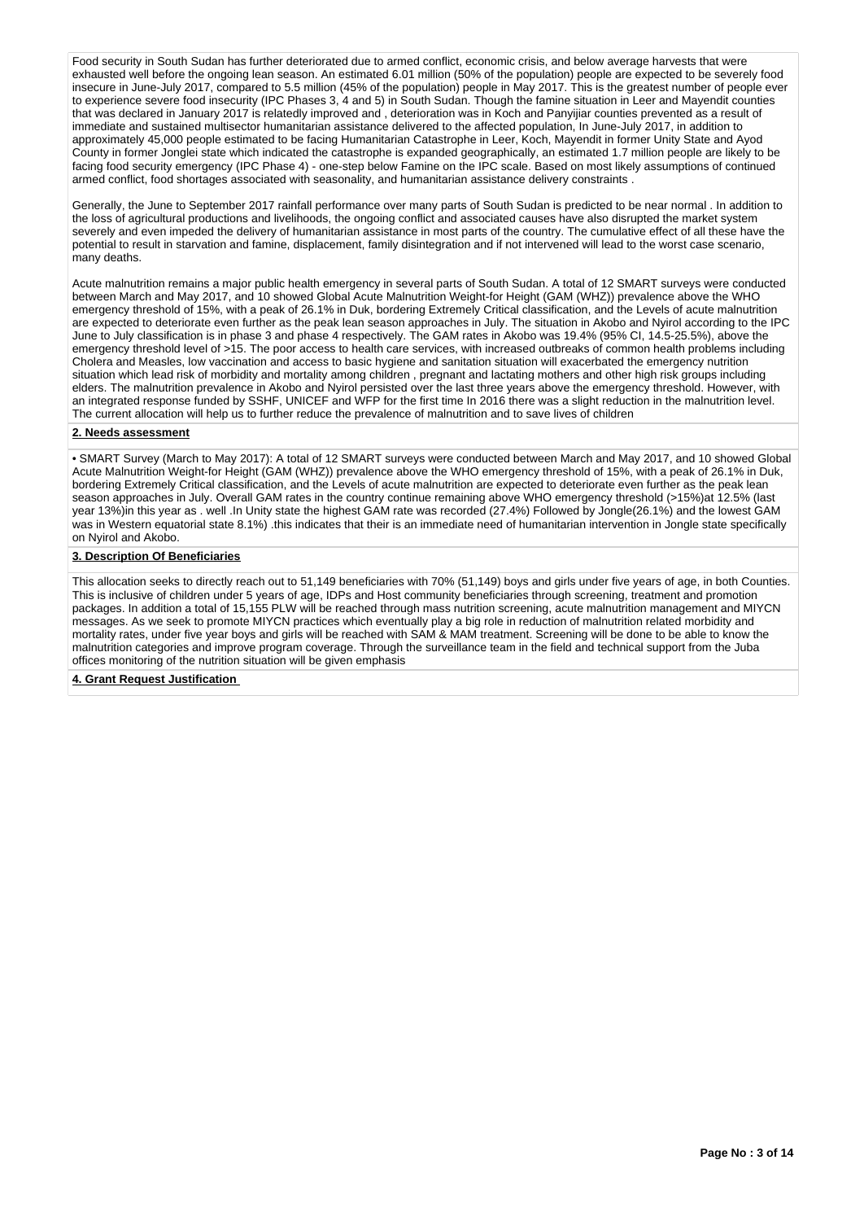Food security in South Sudan has further deteriorated due to armed conflict, economic crisis, and below average harvests that were exhausted well before the ongoing lean season. An estimated 6.01 million (50% of the population) people are expected to be severely food insecure in June-July 2017, compared to 5.5 million (45% of the population) people in May 2017. This is the greatest number of people ever to experience severe food insecurity (IPC Phases 3, 4 and 5) in South Sudan. Though the famine situation in Leer and Mayendit counties that was declared in January 2017 is relatedly improved and , deterioration was in Koch and Panyijiar counties prevented as a result of immediate and sustained multisector humanitarian assistance delivered to the affected population, In June-July 2017, in addition to approximately 45,000 people estimated to be facing Humanitarian Catastrophe in Leer, Koch, Mayendit in former Unity State and Ayod County in former Jonglei state which indicated the catastrophe is expanded geographically, an estimated 1.7 million people are likely to be facing food security emergency (IPC Phase 4) - one-step below Famine on the IPC scale. Based on most likely assumptions of continued armed conflict, food shortages associated with seasonality, and humanitarian assistance delivery constraints .

Generally, the June to September 2017 rainfall performance over many parts of South Sudan is predicted to be near normal . In addition to the loss of agricultural productions and livelihoods, the ongoing conflict and associated causes have also disrupted the market system severely and even impeded the delivery of humanitarian assistance in most parts of the country. The cumulative effect of all these have the potential to result in starvation and famine, displacement, family disintegration and if not intervened will lead to the worst case scenario, many deaths.

Acute malnutrition remains a major public health emergency in several parts of South Sudan. A total of 12 SMART surveys were conducted between March and May 2017, and 10 showed Global Acute Malnutrition Weight-for Height (GAM (WHZ)) prevalence above the WHO emergency threshold of 15%, with a peak of 26.1% in Duk, bordering Extremely Critical classification, and the Levels of acute malnutrition are expected to deteriorate even further as the peak lean season approaches in July. The situation in Akobo and Nyirol according to the IPC June to July classification is in phase 3 and phase 4 respectively. The GAM rates in Akobo was 19.4% (95% CI, 14.5-25.5%), above the emergency threshold level of >15. The poor access to health care services, with increased outbreaks of common health problems including Cholera and Measles, low vaccination and access to basic hygiene and sanitation situation will exacerbated the emergency nutrition situation which lead risk of morbidity and mortality among children , pregnant and lactating mothers and other high risk groups including elders. The malnutrition prevalence in Akobo and Nyirol persisted over the last three years above the emergency threshold. However, with an integrated response funded by SSHF, UNICEF and WFP for the first time In 2016 there was a slight reduction in the malnutrition level. The current allocation will help us to further reduce the prevalence of malnutrition and to save lives of children

**2. Needs assessment**

• SMART Survey (March to May 2017): A total of 12 SMART surveys were conducted between March and May 2017, and 10 showed Global Acute Malnutrition Weight-for Height (GAM (WHZ)) prevalence above the WHO emergency threshold of 15%, with a peak of 26.1% in Duk, bordering Extremely Critical classification, and the Levels of acute malnutrition are expected to deteriorate even further as the peak lean season approaches in July. Overall GAM rates in the country continue remaining above WHO emergency threshold (>15%)at 12.5% (last year 13%)in this year as . well .In Unity state the highest GAM rate was recorded (27.4%) Followed by Jongle(26.1%) and the lowest GAM was in Western equatorial state 8.1%) .this indicates that their is an immediate need of humanitarian intervention in Jongle state specifically on Nyirol and Akobo.

**3. Description Of Beneficiaries**

This allocation seeks to directly reach out to 51,149 beneficiaries with 70% (51,149) boys and girls under five years of age, in both Counties. This is inclusive of children under 5 years of age, IDPs and Host community beneficiaries through screening, treatment and promotion packages. In addition a total of 15,155 PLW will be reached through mass nutrition screening, acute malnutrition management and MIYCN messages. As we seek to promote MIYCN practices which eventually play a big role in reduction of malnutrition related morbidity and mortality rates, under five year boys and girls will be reached with SAM & MAM treatment. Screening will be done to be able to know the malnutrition categories and improve program coverage. Through the surveillance team in the field and technical support from the Juba offices monitoring of the nutrition situation will be given emphasis

**4. Grant Request Justification**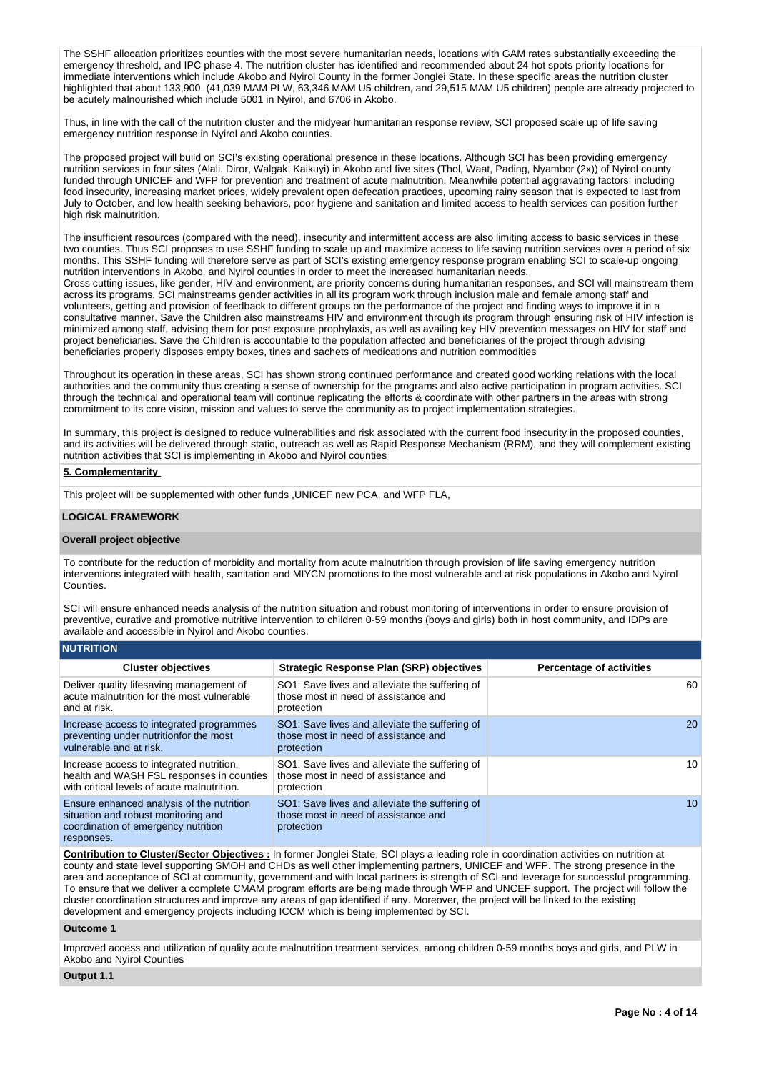The SSHF allocation prioritizes counties with the most severe humanitarian needs, locations with GAM rates substantially exceeding the emergency threshold, and IPC phase 4. The nutrition cluster has identified and recommended about 24 hot spots priority locations for immediate interventions which include Akobo and Nyirol County in the former Jonglei State. In these specific areas the nutrition cluster highlighted that about 133,900. (41,039 MAM PLW, 63,346 MAM U5 children, and 29,515 MAM U5 children) people are already projected to be acutely malnourished which include 5001 in Nyirol, and 6706 in Akobo.

Thus, in line with the call of the nutrition cluster and the midyear humanitarian response review, SCI proposed scale up of life saving emergency nutrition response in Nyirol and Akobo counties.

The proposed project will build on SCI's existing operational presence in these locations. Although SCI has been providing emergency nutrition services in four sites (Alali, Diror, Walgak, Kaikuyi) in Akobo and five sites (Thol, Waat, Pading, Nyambor (2x)) of Nyirol county funded through UNICEF and WFP for prevention and treatment of acute malnutrition. Meanwhile potential aggravating factors; including food insecurity, increasing market prices, widely prevalent open defecation practices, upcoming rainy season that is expected to last from July to October, and low health seeking behaviors, poor hygiene and sanitation and limited access to health services can position further high risk malnutrition.

The insufficient resources (compared with the need), insecurity and intermittent access are also limiting access to basic services in these two counties. Thus SCI proposes to use SSHF funding to scale up and maximize access to life saving nutrition services over a period of six months. This SSHF funding will therefore serve as part of SCI's existing emergency response program enabling SCI to scale-up ongoing nutrition interventions in Akobo, and Nyirol counties in order to meet the increased humanitarian needs.
Cross cutting issues, like gender, HIV and environment, are priority concerns during humanitarian responses, and SCI will mainstream them across its programs. SCI mainstreams gender activities in all its program work through inclusion male and female among staff and volunteers, getting and provision of feedback to different groups on the performance of the project and finding ways to improve it in a consultative manner. Save the Children also mainstreams HIV and environment through its program through ensuring risk of HIV infection is minimized among staff, advising them for post exposure prophylaxis, as well as availing key HIV prevention messages on HIV for staff and project beneficiaries. Save the Children is accountable to the population affected and beneficiaries of the project through advising beneficiaries properly disposes empty boxes, tines and sachets of medications and nutrition commodities

Throughout its operation in these areas, SCI has shown strong continued performance and created good working relations with the local authorities and the community thus creating a sense of ownership for the programs and also active participation in program activities. SCI through the technical and operational team will continue replicating the efforts & coordinate with other partners in the areas with strong commitment to its core vision, mission and values to serve the community as to project implementation strategies.

In summary, this project is designed to reduce vulnerabilities and risk associated with the current food insecurity in the proposed counties, and its activities will be delivered through static, outreach as well as Rapid Response Mechanism (RRM), and they will complement existing nutrition activities that SCI is implementing in Akobo and Nyirol counties

**5. Complementarity**

This project will be supplemented with other funds ,UNICEF new PCA, and WFP FLA,

## LOGICAL FRAMEWORK

### Overall project objective

To contribute for the reduction of morbidity and mortality from acute malnutrition through provision of life saving emergency nutrition interventions integrated with health, sanitation and MIYCN promotions to the most vulnerable and at risk populations in Akobo and Nyirol Counties.

SCI will ensure enhanced needs analysis of the nutrition situation and robust monitoring of interventions in order to ensure provision of preventive, curative and promotive nutritive intervention to children 0-59 months (boys and girls) both in host community, and IDPs are available and accessible in Nyirol and Akobo counties.

### NUTRITION

| Cluster objectives | Strategic Response Plan (SRP) objectives | Percentage of activities |
|---|---|---|
| Deliver quality lifesaving management of acute malnutrition for the most vulnerable and at risk. | SO1: Save lives and alleviate the suffering of those most in need of assistance and protection | 60 |
| Increase access to integrated programmes preventing under nutritionfor the most vulnerable and at risk. | SO1: Save lives and alleviate the suffering of those most in need of assistance and protection | 20 |
| Increase access to integrated nutrition, health and WASH FSL responses in counties with critical levels of acute malnutrition. | SO1: Save lives and alleviate the suffering of those most in need of assistance and protection | 10 |
| Ensure enhanced analysis of the nutrition situation and robust monitoring and coordination of emergency nutrition responses. | SO1: Save lives and alleviate the suffering of those most in need of assistance and protection | 10 |

**Contribution to Cluster/Sector Objectives :** In former Jonglei State, SCI plays a leading role in coordination activities on nutrition at county and state level supporting SMOH and CHDs as well other implementing partners, UNICEF and WFP. The strong presence in the area and acceptance of SCI at community, government and with local partners is strength of SCI and leverage for successful programming. To ensure that we deliver a complete CMAM program efforts are being made through WFP and UNCEF support. The project will follow the cluster coordination structures and improve any areas of gap identified if any. Moreover, the project will be linked to the existing development and emergency projects including ICCM which is being implemented by SCI.

### Outcome 1

Improved access and utilization of quality acute malnutrition treatment services, among children 0-59 months boys and girls, and PLW in Akobo and Nyirol Counties

### Output 1.1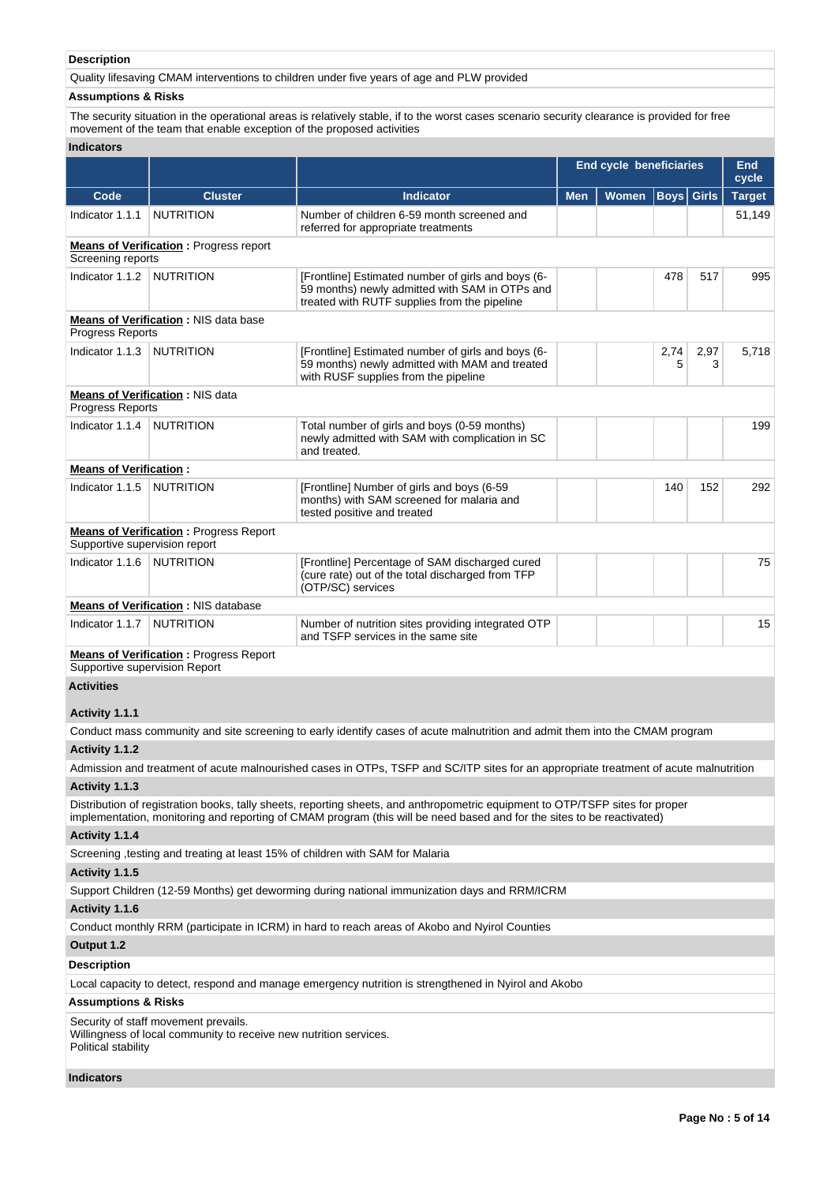**Description**

Quality lifesaving CMAM interventions to children under five years of age and PLW provided

**Assumptions & Risks**

The security situation in the operational areas is relatively stable, if to the worst cases scenario security clearance is provided for free movement of the team that enable exception of the proposed activities

**Indicators**

| | | | End cycle beneficiaries | | | | End cycle |
|---|---|---|---|---|---|---|---|
| Code | Cluster | Indicator | Men | Women | Boys | Girls | Target |
| Indicator 1.1.1 | NUTRITION | Number of children 6-59 month screened and referred for appropriate treatments | | | | | 51,149 |
| **Means of Verification :** Progress report Screening reports | | | | | | | |
| Indicator 1.1.2 | NUTRITION | [Frontline] Estimated number of girls and boys (6-59 months) newly admitted with SAM in OTPs and treated with RUTF supplies from the pipeline | | | 478 | 517 | 995 |
| **Means of Verification :** NIS data base Progress Reports | | | | | | | |
| Indicator 1.1.3 | NUTRITION | [Frontline] Estimated number of girls and boys (6-59 months) newly admitted with MAM and treated with RUSF supplies from the pipeline | | | 2,745 | 2,973 | 5,718 |
| **Means of Verification :** NIS data Progress Reports | | | | | | | |
| Indicator 1.1.4 | NUTRITION | Total number of girls and boys (0-59 months) newly admitted with SAM with complication in SC and treated. | | | | | 199 |
| **Means of Verification :** | | | | | | | |
| Indicator 1.1.5 | NUTRITION | [Frontline] Number of girls and boys (6-59 months) with SAM screened for malaria and tested positive and treated | | | 140 | 152 | 292 |
| **Means of Verification :** Progress Report Supportive supervision report | | | | | | | |
| Indicator 1.1.6 | NUTRITION | [Frontline] Percentage of SAM discharged cured (cure rate) out of the total discharged from TFP (OTP/SC) services | | | | | 75 |
| **Means of Verification :** NIS database | | | | | | | |
| Indicator 1.1.7 | NUTRITION | Number of nutrition sites providing integrated OTP and TSFP services in the same site | | | | | 15 |
| **Means of Verification :** Progress Report Supportive supervision Report | | | | | | | |

**Activities**

**Activity 1.1.1**

Conduct mass community and site screening to early identify cases of acute malnutrition and admit them into the CMAM program

**Activity 1.1.2**

Admission and treatment of acute malnourished cases in OTPs, TSFP and SC/ITP sites for an appropriate treatment of acute malnutrition

**Activity 1.1.3**

Distribution of registration books, tally sheets, reporting sheets, and anthropometric equipment to OTP/TSFP sites for proper implementation, monitoring and reporting of CMAM program (this will be need based and for the sites to be reactivated)

**Activity 1.1.4**

Screening ,testing and treating at least 15% of children with SAM for Malaria

**Activity 1.1.5**

Support Children (12-59 Months) get deworming during national immunization days and RRM/ICRM

**Activity 1.1.6**

Conduct monthly RRM (participate in ICRM) in hard to reach areas of Akobo and Nyirol Counties

**Output 1.2**

**Description**

Local capacity to detect, respond and manage emergency nutrition is strengthened in Nyirol and Akobo

**Assumptions & Risks**

Security of staff movement prevails.
Willingness of local community to receive new nutrition services.
Political stability

**Indicators**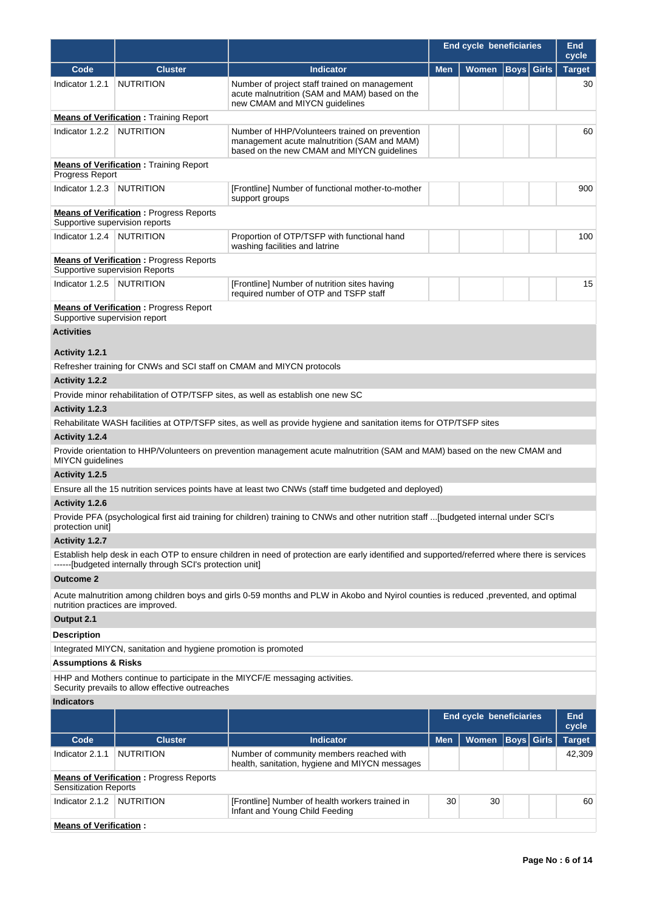| | | | End cycle beneficiaries | | | | End cycle |
|---|---|---|---|---|---|---|---|
| **Code** | **Cluster** | **Indicator** | **Men** | **Women** | **Boys** | **Girls** | **Target** |
| Indicator 1.2.1 | NUTRITION | Number of project staff trained on management acute malnutrition (SAM and MAM) based on the new CMAM and MIYCN guidelines | | | | | 30 |

**Means of Verification :** Training Report

| Code | Cluster | Indicator | Men | Women | Boys | Girls | Target |
|---|---|---|---|---|---|---|---|
| Indicator 1.2.2 | NUTRITION | Number of HHP/Volunteers trained on prevention management acute malnutrition (SAM and MAM) based on the new CMAM and MIYCN guidelines | | | | | 60 |

**Means of Verification :** Training Report
Progress Report

| Code | Cluster | Indicator | Men | Women | Boys | Girls | Target |
|---|---|---|---|---|---|---|---|
| Indicator 1.2.3 | NUTRITION | [Frontline] Number of functional mother-to-mother support groups | | | | | 900 |

**Means of Verification :** Progress Reports
Supportive supervision reports

| Code | Cluster | Indicator | Men | Women | Boys | Girls | Target |
|---|---|---|---|---|---|---|---|
| Indicator 1.2.4 | NUTRITION | Proportion of OTP/TSFP with functional hand washing facilities and latrine | | | | | 100 |

**Means of Verification :** Progress Reports
Supportive supervision Reports

| Code | Cluster | Indicator | Men | Women | Boys | Girls | Target |
|---|---|---|---|---|---|---|---|
| Indicator 1.2.5 | NUTRITION | [Frontline] Number of nutrition sites having required number of OTP and TSFP staff | | | | | 15 |

**Means of Verification :** Progress Report
Supportive supervision report

**Activities**

**Activity 1.2.1**

Refresher training for CNWs and SCI staff on CMAM and MIYCN protocols

**Activity 1.2.2**

Provide minor rehabilitation of OTP/TSFP sites, as well as establish one new SC

**Activity 1.2.3**

Rehabilitate WASH facilities at OTP/TSFP sites, as well as provide hygiene and sanitation items for OTP/TSFP sites

**Activity 1.2.4**

Provide orientation to HHP/Volunteers on prevention management acute malnutrition (SAM and MAM) based on the new CMAM and MIYCN guidelines

**Activity 1.2.5**

Ensure all the 15 nutrition services points have at least two CNWs (staff time budgeted and deployed)

**Activity 1.2.6**

Provide PFA (psychological first aid training for children) training to CNWs and other nutrition staff ...[budgeted internal under SCI's protection unit]

**Activity 1.2.7**

Establish help desk in each OTP to ensure children in need of protection are early identified and supported/referred where there is services ------[budgeted internally through SCI's protection unit]

**Outcome 2**

Acute malnutrition among children boys and girls 0-59 months and PLW in Akobo and Nyirol counties is reduced ,prevented, and optimal nutrition practices are improved.

**Output 2.1**

**Description**

Integrated MIYCN, sanitation and hygiene promotion is promoted

**Assumptions & Risks**

HHP and Mothers continue to participate in the MIYCF/E messaging activities.
Security prevails to allow effective outreaches

**Indicators**

| | | | End cycle beneficiaries | | | | End cycle |
|---|---|---|---|---|---|---|---|
| **Code** | **Cluster** | **Indicator** | **Men** | **Women** | **Boys** | **Girls** | **Target** |
| Indicator 2.1.1 | NUTRITION | Number of community members reached with health, sanitation, hygiene and MIYCN messages | | | | | 42,309 |

**Means of Verification :** Progress Reports
Sensitization Reports

| Code | Cluster | Indicator | Men | Women | Boys | Girls | Target |
|---|---|---|---|---|---|---|---|
| Indicator 2.1.2 | NUTRITION | [Frontline] Number of health workers trained in Infant and Young Child Feeding | 30 | 30 | | | 60 |

**Means of Verification :**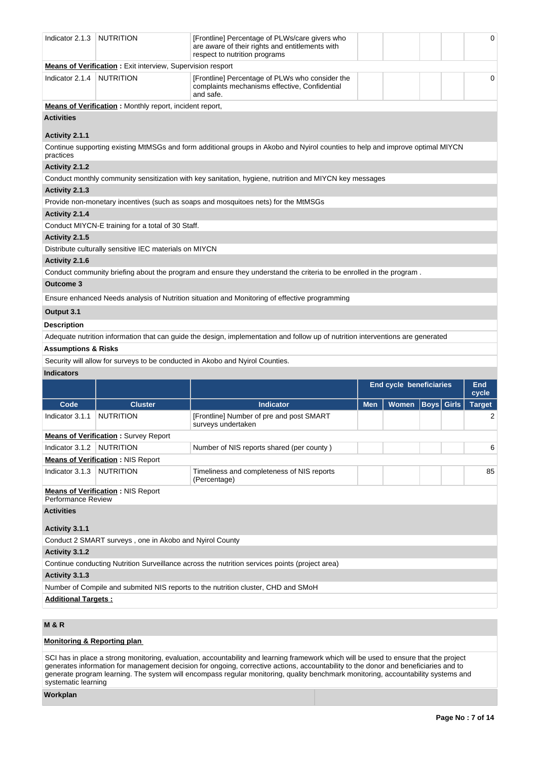| Code | Cluster | Indicator | Men | Women | Boys | Girls | End cycle Target |
|---|---|---|---|---|---|---|---|
| Indicator 2.1.3 | NUTRITION | [Frontline] Percentage of PLWs/care givers who are aware of their rights and entitlements with respect to nutrition programs | | | | | 0 |

**Means of Verification :** Exit interview, Supervision resport

| Code | Cluster | Indicator | Men | Women | Boys | Girls | End cycle Target |
|---|---|---|---|---|---|---|---|
| Indicator 2.1.4 | NUTRITION | [Frontline] Percentage of PLWs who consider the complaints mechanisms effective, Confidential and safe. | | | | | 0 |

**Means of Verification :** Monthly report, incident report,

**Activities**

**Activity 2.1.1**

Continue supporting existing MtMSGs and form additional groups in Akobo and Nyirol counties to help and improve optimal MIYCN practices

**Activity 2.1.2**

Conduct monthly community sensitization with key sanitation, hygiene, nutrition and MIYCN key messages

**Activity 2.1.3**

Provide non-monetary incentives (such as soaps and mosquitoes nets) for the MtMSGs

**Activity 2.1.4**

Conduct MIYCN-E training for a total of 30 Staff.

**Activity 2.1.5**

Distribute culturally sensitive IEC materials on MIYCN

**Activity 2.1.6**

Conduct community briefing about the program and ensure they understand the criteria to be enrolled in the program .

**Outcome 3**

Ensure enhanced Needs analysis of Nutrition situation and Monitoring of effective programming

**Output 3.1**

**Description**

Adequate nutrition information that can guide the design, implementation and follow up of nutrition interventions are generated

**Assumptions & Risks**

Security will allow for surveys to be conducted in Akobo and Nyirol Counties.

**Indicators**

| | | | End cycle beneficiaries | | | | End cycle |
|---|---|---|---|---|---|---|---|
| Code | Cluster | Indicator | Men | Women | Boys | Girls | Target |
| Indicator 3.1.1 | NUTRITION | [Frontline] Number of pre and post SMART surveys undertaken | | | | | 2 |

**Means of Verification :** Survey Report

| Code | Cluster | Indicator | Men | Women | Boys | Girls | Target |
|---|---|---|---|---|---|---|---|
| Indicator 3.1.2 | NUTRITION | Number of NIS reports shared (per county ) | | | | | 6 |

**Means of Verification :** NIS Report

| Code | Cluster | Indicator | Men | Women | Boys | Girls | Target |
|---|---|---|---|---|---|---|---|
| Indicator 3.1.3 | NUTRITION | Timeliness and completeness of NIS reports (Percentage) | | | | | 85 |

**Means of Verification :** NIS Report
Performance Review

**Activities**

**Activity 3.1.1**

Conduct 2 SMART surveys , one in Akobo and Nyirol County

**Activity 3.1.2**

Continue conducting Nutrition Surveillance across the nutrition services points (project area)

**Activity 3.1.3**

Number of Compile and submited NIS reports to the nutrition cluster, CHD and SMoH

**Additional Targets :**

## M & R

**Monitoring & Reporting plan**

SCI has in place a strong monitoring, evaluation, accountability and learning framework which will be used to ensure that the project generates information for management decision for ongoing, corrective actions, accountability to the donor and beneficiaries and to generate program learning. The system will encompass regular monitoring, quality benchmark monitoring, accountability systems and systematic learning

**Workplan**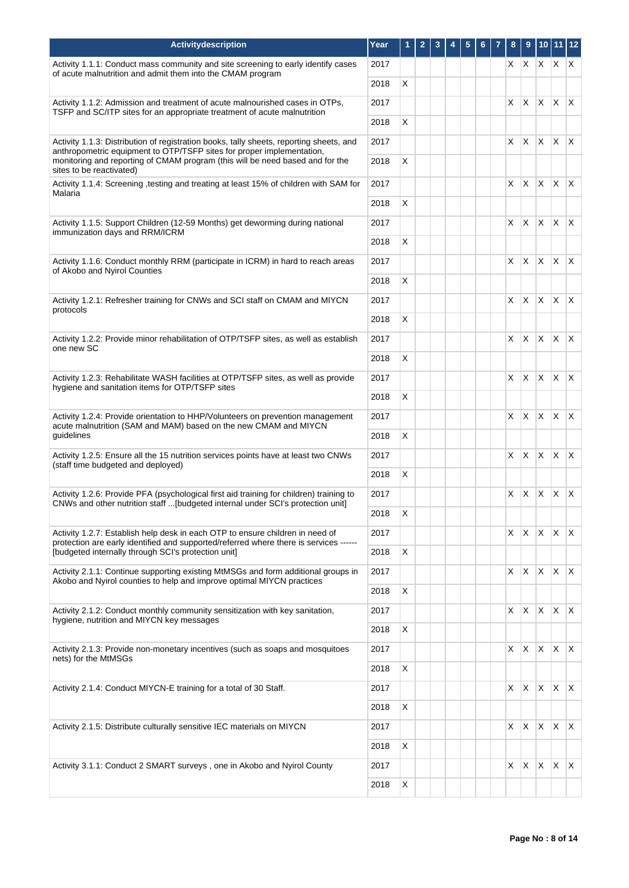| Activitydescription | Year | 1 | 2 | 3 | 4 | 5 | 6 | 7 | 8 | 9 | 10 | 11 | 12 |
|---|---|---|---|---|---|---|---|---|---|---|---|---|---|
| Activity 1.1.1: Conduct mass community and site screening to early identify cases of acute malnutrition and admit them into the CMAM program | 2017 | | | | | | | | X | X | X | X | X |
| | 2018 | X | | | | | | | | | | | |
| Activity 1.1.2: Admission and treatment of acute malnourished cases in OTPs, TSFP and SC/ITP sites for an appropriate treatment of acute malnutrition | 2017 | | | | | | | | X | X | X | X | X |
| | 2018 | X | | | | | | | | | | | |
| Activity 1.1.3: Distribution of registration books, tally sheets, reporting sheets, and anthropometric equipment to OTP/TSFP sites for proper implementation, monitoring and reporting of CMAM program (this will be need based and for the sites to be reactivated) | 2017 | | | | | | | | X | X | X | X | X |
| | 2018 | X | | | | | | | | | | | |
| Activity 1.1.4: Screening ,testing and treating at least 15% of children with SAM for Malaria | 2017 | | | | | | | | X | X | X | X | X |
| | 2018 | X | | | | | | | | | | | |
| Activity 1.1.5: Support Children (12-59 Months) get deworming during national immunization days and RRM/ICRM | 2017 | | | | | | | | X | X | X | X | X |
| | 2018 | X | | | | | | | | | | | |
| Activity 1.1.6: Conduct monthly RRM (participate in ICRM) in hard to reach areas of Akobo and Nyirol Counties | 2017 | | | | | | | | X | X | X | X | X |
| | 2018 | X | | | | | | | | | | | |
| Activity 1.2.1: Refresher training for CNWs and SCI staff on CMAM and MIYCN protocols | 2017 | | | | | | | | X | X | X | X | X |
| | 2018 | X | | | | | | | | | | | |
| Activity 1.2.2: Provide minor rehabilitation of OTP/TSFP sites, as well as establish one new SC | 2017 | | | | | | | | X | X | X | X | X |
| | 2018 | X | | | | | | | | | | | |
| Activity 1.2.3: Rehabilitate WASH facilities at OTP/TSFP sites, as well as provide hygiene and sanitation items for OTP/TSFP sites | 2017 | | | | | | | | X | X | X | X | X |
| | 2018 | X | | | | | | | | | | | |
| Activity 1.2.4: Provide orientation to HHP/Volunteers on prevention management acute malnutrition (SAM and MAM) based on the new CMAM and MIYCN guidelines | 2017 | | | | | | | | X | X | X | X | X |
| | 2018 | X | | | | | | | | | | | |
| Activity 1.2.5: Ensure all the 15 nutrition services points have at least two CNWs (staff time budgeted and deployed) | 2017 | | | | | | | | X | X | X | X | X |
| | 2018 | X | | | | | | | | | | | |
| Activity 1.2.6: Provide PFA (psychological first aid training for children) training to CNWs and other nutrition staff ...[budgeted internal under SCI's protection unit] | 2017 | | | | | | | | X | X | X | X | X |
| | 2018 | X | | | | | | | | | | | |
| Activity 1.2.7: Establish help desk in each OTP to ensure children in need of protection are early identified and supported/referred where there is services ------ [budgeted internally through SCI's protection unit] | 2017 | | | | | | | | X | X | X | X | X |
| | 2018 | X | | | | | | | | | | | |
| Activity 2.1.1: Continue supporting existing MtMSGs and form additional groups in Akobo and Nyirol counties to help and improve optimal MIYCN practices | 2017 | | | | | | | | X | X | X | X | X |
| | 2018 | X | | | | | | | | | | | |
| Activity 2.1.2: Conduct monthly community sensitization with key sanitation, hygiene, nutrition and MIYCN key messages | 2017 | | | | | | | | X | X | X | X | X |
| | 2018 | X | | | | | | | | | | | |
| Activity 2.1.3: Provide non-monetary incentives (such as soaps and mosquitoes nets) for the MtMSGs | 2017 | | | | | | | | X | X | X | X | X |
| | 2018 | X | | | | | | | | | | | |
| Activity 2.1.4: Conduct MIYCN-E training for a total of 30 Staff. | 2017 | | | | | | | | X | X | X | X | X |
| | 2018 | X | | | | | | | | | | | |
| Activity 2.1.5: Distribute culturally sensitive IEC materials on MIYCN | 2017 | | | | | | | | X | X | X | X | X |
| | 2018 | X | | | | | | | | | | | |
| Activity 3.1.1: Conduct 2 SMART surveys , one in Akobo and Nyirol County | 2017 | | | | | | | | X | X | X | X | X |
| | 2018 | X | | | | | | | | | | | |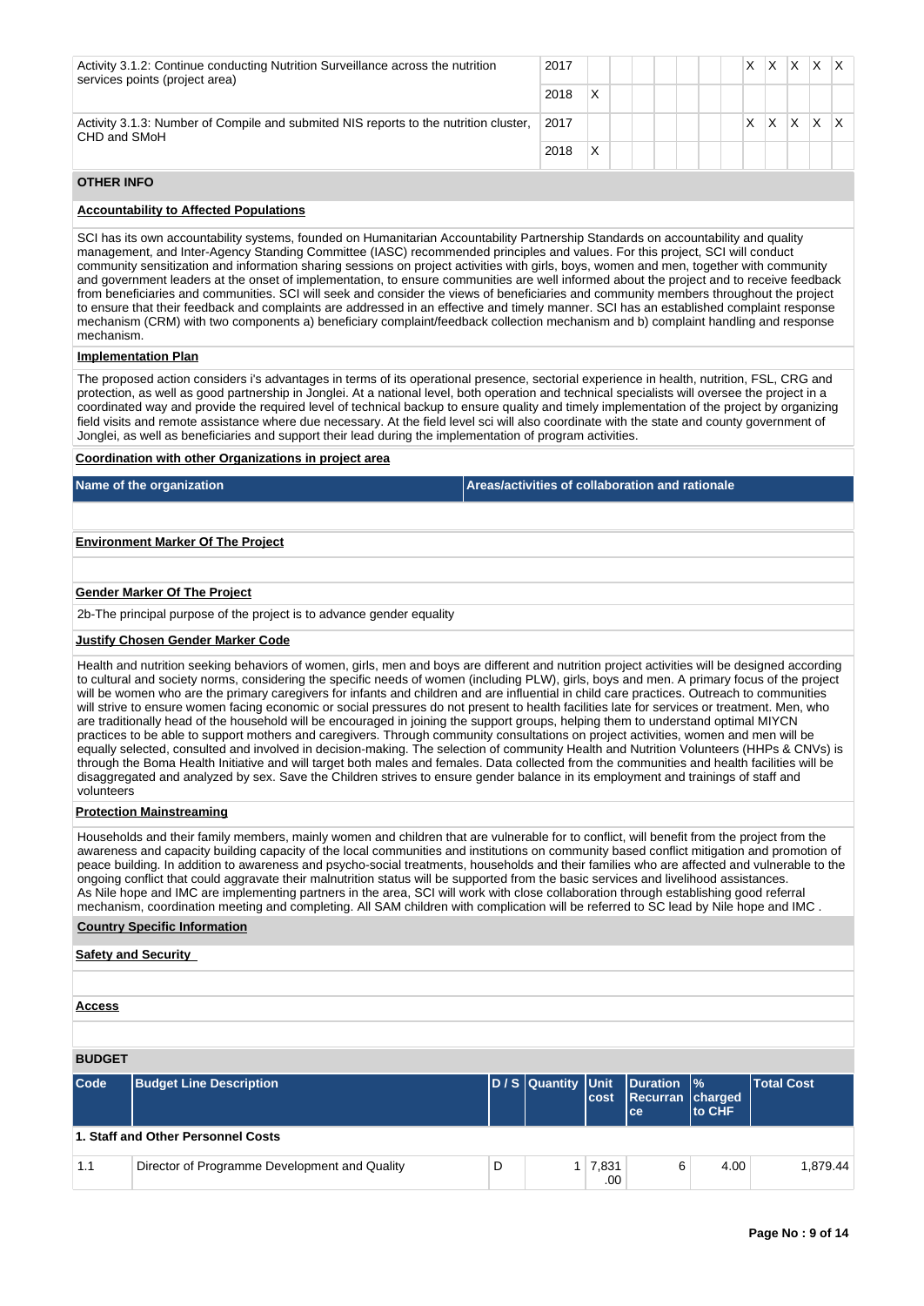| | | | | | | | | | | | | | |
|---|---|---|---|---|---|---|---|---|---|---|---|---|---|
| Activity 3.1.2: Continue conducting Nutrition Surveillance across the nutrition services points (project area) | 2017 | | | | | | | | X | X | X | X | X |
| | 2018 | X | | | | | | | | | | | |
| Activity 3.1.3: Number of Compile and submited NIS reports to the nutrition cluster, CHD and SMoH | 2017 | | | | | | | | X | X | X | X | X |
| | 2018 | X | | | | | | | | | | | |

## OTHER INFO

**Accountability to Affected Populations**

SCI has its own accountability systems, founded on Humanitarian Accountability Partnership Standards on accountability and quality management, and Inter-Agency Standing Committee (IASC) recommended principles and values. For this project, SCI will conduct community sensitization and information sharing sessions on project activities with girls, boys, women and men, together with community and government leaders at the onset of implementation, to ensure communities are well informed about the project and to receive feedback from beneficiaries and communities. SCI will seek and consider the views of beneficiaries and community members throughout the project to ensure that their feedback and complaints are addressed in an effective and timely manner. SCI has an established complaint response mechanism (CRM) with two components a) beneficiary complaint/feedback collection mechanism and b) complaint handling and response mechanism.

**Implementation Plan**

The proposed action considers i's advantages in terms of its operational presence, sectorial experience in health, nutrition, FSL, CRG and protection, as well as good partnership in Jonglei. At a national level, both operation and technical specialists will oversee the project in a coordinated way and provide the required level of technical backup to ensure quality and timely implementation of the project by organizing field visits and remote assistance where due necessary. At the field level sci will also coordinate with the state and county government of Jonglei, as well as beneficiaries and support their lead during the implementation of program activities.

**Coordination with other Organizations in project area**

| Name of the organization | Areas/activities of collaboration and rationale |
|---|---|
| | |

**Environment Marker Of The Project**

**Gender Marker Of The Project**

2b-The principal purpose of the project is to advance gender equality

**Justify Chosen Gender Marker Code**

Health and nutrition seeking behaviors of women, girls, men and boys are different and nutrition project activities will be designed according to cultural and society norms, considering the specific needs of women (including PLW), girls, boys and men. A primary focus of the project will be women who are the primary caregivers for infants and children and are influential in child care practices. Outreach to communities will strive to ensure women facing economic or social pressures do not present to health facilities late for services or treatment. Men, who are traditionally head of the household will be encouraged in joining the support groups, helping them to understand optimal MIYCN practices to be able to support mothers and caregivers. Through community consultations on project activities, women and men will be equally selected, consulted and involved in decision-making. The selection of community Health and Nutrition Volunteers (HHPs & CNVs) is through the Boma Health Initiative and will target both males and females. Data collected from the communities and health facilities will be disaggregated and analyzed by sex. Save the Children strives to ensure gender balance in its employment and trainings of staff and volunteers

**Protection Mainstreaming**

Households and their family members, mainly women and children that are vulnerable for to conflict, will benefit from the project from the awareness and capacity building capacity of the local communities and institutions on community based conflict mitigation and promotion of peace building. In addition to awareness and psycho-social treatments, households and their families who are affected and vulnerable to the ongoing conflict that could aggravate their malnutrition status will be supported from the basic services and livelihood assistances.
As Nile hope and IMC are implementing partners in the area, SCI will work with close collaboration through establishing good referral mechanism, coordination meeting and completing. All SAM children with complication will be referred to SC lead by Nile hope and IMC .

**Country Specific Information**

**Safety and Security**

**Access**

## BUDGET

| Code | Budget Line Description | D / S | Quantity | Unit cost | Duration Recurrance | % charged to CHF | Total Cost |
|---|---|---|---|---|---|---|---|
| **1. Staff and Other Personnel Costs** | | | | | | | |
| 1.1 | Director of Programme Development and Quality | D | 1 | 7,831.00 | 6 | 4.00 | 1,879.44 |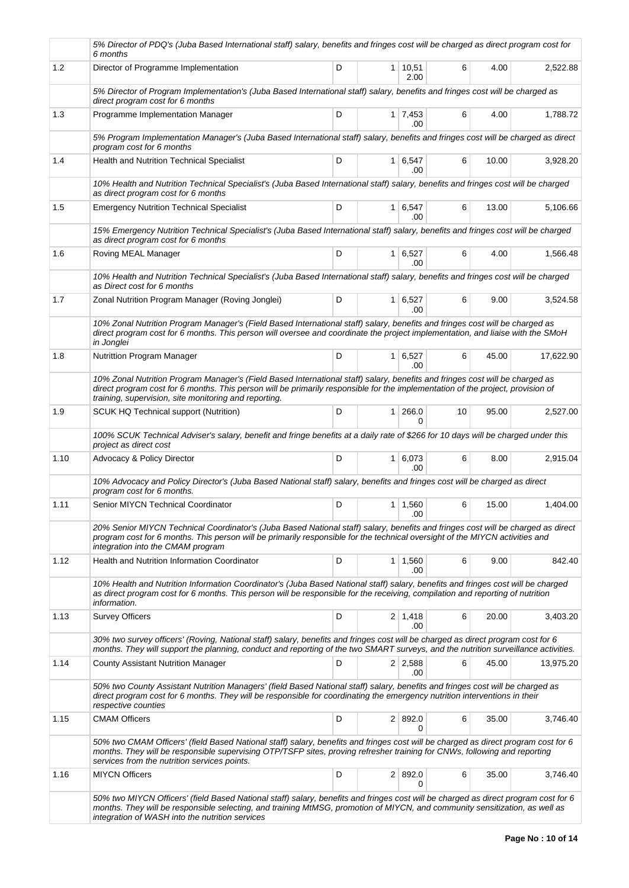| | | | | | | | |
|---|---|---|---|---|---|---|---|
| | *5% Director of PDQ's (Juba Based International staff) salary, benefits and fringes cost will be charged as direct program cost for 6 months* | | | | | | |
| 1.2 | Director of Programme Implementation | D | 1 | 10,512.00 | 6 | 4.00 | 2,522.88 |
| | *5% Director of Program Implementation's (Juba Based International staff) salary, benefits and fringes cost will be charged as direct program cost for 6 months* | | | | | | |
| 1.3 | Programme Implementation Manager | D | 1 | 7,453.00 | 6 | 4.00 | 1,788.72 |
| | *5% Program Implementation Manager's (Juba Based International staff) salary, benefits and fringes cost will be charged as direct program cost for 6 months* | | | | | | |
| 1.4 | Health and Nutrition Technical Specialist | D | 1 | 6,547.00 | 6 | 10.00 | 3,928.20 |
| | *10% Health and Nutrition Technical Specialist's (Juba Based International staff) salary, benefits and fringes cost will be charged as direct program cost for 6 months* | | | | | | |
| 1.5 | Emergency Nutrition Technical Specialist | D | 1 | 6,547.00 | 6 | 13.00 | 5,106.66 |
| | *15% Emergency Nutrition Technical Specialist's (Juba Based International staff) salary, benefits and fringes cost will be charged as direct program cost for 6 months* | | | | | | |
| 1.6 | Roving MEAL Manager | D | 1 | 6,527.00 | 6 | 4.00 | 1,566.48 |
| | *10% Health and Nutrition Technical Specialist's (Juba Based International staff) salary, benefits and fringes cost will be charged as Direct cost for 6 months* | | | | | | |
| 1.7 | Zonal Nutrition Program Manager (Roving Jonglei) | D | 1 | 6,527.00 | 6 | 9.00 | 3,524.58 |
| | *10% Zonal Nutrition Program Manager's (Field Based International staff) salary, benefits and fringes cost will be charged as direct program cost for 6 months. This person will oversee and coordinate the project implementation, and liaise with the SMoH in Jonglei* | | | | | | |
| 1.8 | Nutrittion Program Manager | D | 1 | 6,527.00 | 6 | 45.00 | 17,622.90 |
| | *10% Zonal Nutrition Program Manager's (Field Based International staff) salary, benefits and fringes cost will be charged as direct program cost for 6 months. This person will be primarily responsible for the implementation of the project, provision of training, supervision, site monitoring and reporting.* | | | | | | |
| 1.9 | SCUK HQ Technical support (Nutrition) | D | 1 | 266.00 | 10 | 95.00 | 2,527.00 |
| | *100% SCUK Technical Adviser's salary, benefit and fringe benefits at a daily rate of $266 for 10 days will be charged under this project as direct cost* | | | | | | |
| 1.10 | Advocacy & Policy Director | D | 1 | 6,073.00 | 6 | 8.00 | 2,915.04 |
| | *10% Advocacy and Policy Director's (Juba Based National staff) salary, benefits and fringes cost will be charged as direct program cost for 6 months.* | | | | | | |
| 1.11 | Senior MIYCN Technical Coordinator | D | 1 | 1,560.00 | 6 | 15.00 | 1,404.00 |
| | *20% Senior MIYCN Technical Coordinator's (Juba Based National staff) salary, benefits and fringes cost will be charged as direct program cost for 6 months. This person will be primarily responsible for the technical oversight of the MIYCN activities and integration into the CMAM program* | | | | | | |
| 1.12 | Health and Nutrition Information Coordinator | D | 1 | 1,560.00 | 6 | 9.00 | 842.40 |
| | *10% Health and Nutrition Information Coordinator's (Juba Based National staff) salary, benefits and fringes cost will be charged as direct program cost for 6 months. This person will be responsible for the receiving, compilation and reporting of nutrition information.* | | | | | | |
| 1.13 | Survey Officers | D | 2 | 1,418.00 | 6 | 20.00 | 3,403.20 |
| | *30% two survey officers' (Roving, National staff) salary, benefits and fringes cost will be charged as direct program cost for 6 months. They will support the planning, conduct and reporting of the two SMART surveys, and the nutrition surveillance activities.* | | | | | | |
| 1.14 | County Assistant Nutrition Manager | D | 2 | 2,588.00 | 6 | 45.00 | 13,975.20 |
| | *50% two County Assistant Nutrition Managers' (field Based National staff) salary, benefits and fringes cost will be charged as direct program cost for 6 months. They will be responsible for coordinating the emergency nutrition interventions in their respective counties* | | | | | | |
| 1.15 | CMAM Officers | D | 2 | 892.00 | 6 | 35.00 | 3,746.40 |
| | *50% two CMAM Officers' (field Based National staff) salary, benefits and fringes cost will be charged as direct program cost for 6 months. They will be responsible supervising OTP/TSFP sites, proving refresher training for CNWs, following and reporting services from the nutrition services points.* | | | | | | |
| 1.16 | MIYCN Officers | D | 2 | 892.00 | 6 | 35.00 | 3,746.40 |
| | *50% two MIYCN Officers' (field Based National staff) salary, benefits and fringes cost will be charged as direct program cost for 6 months. They will be responsible selecting, and training MtMSG, promotion of MIYCN, and community sensitization, as well as integration of WASH into the nutrition services* | | | | | | |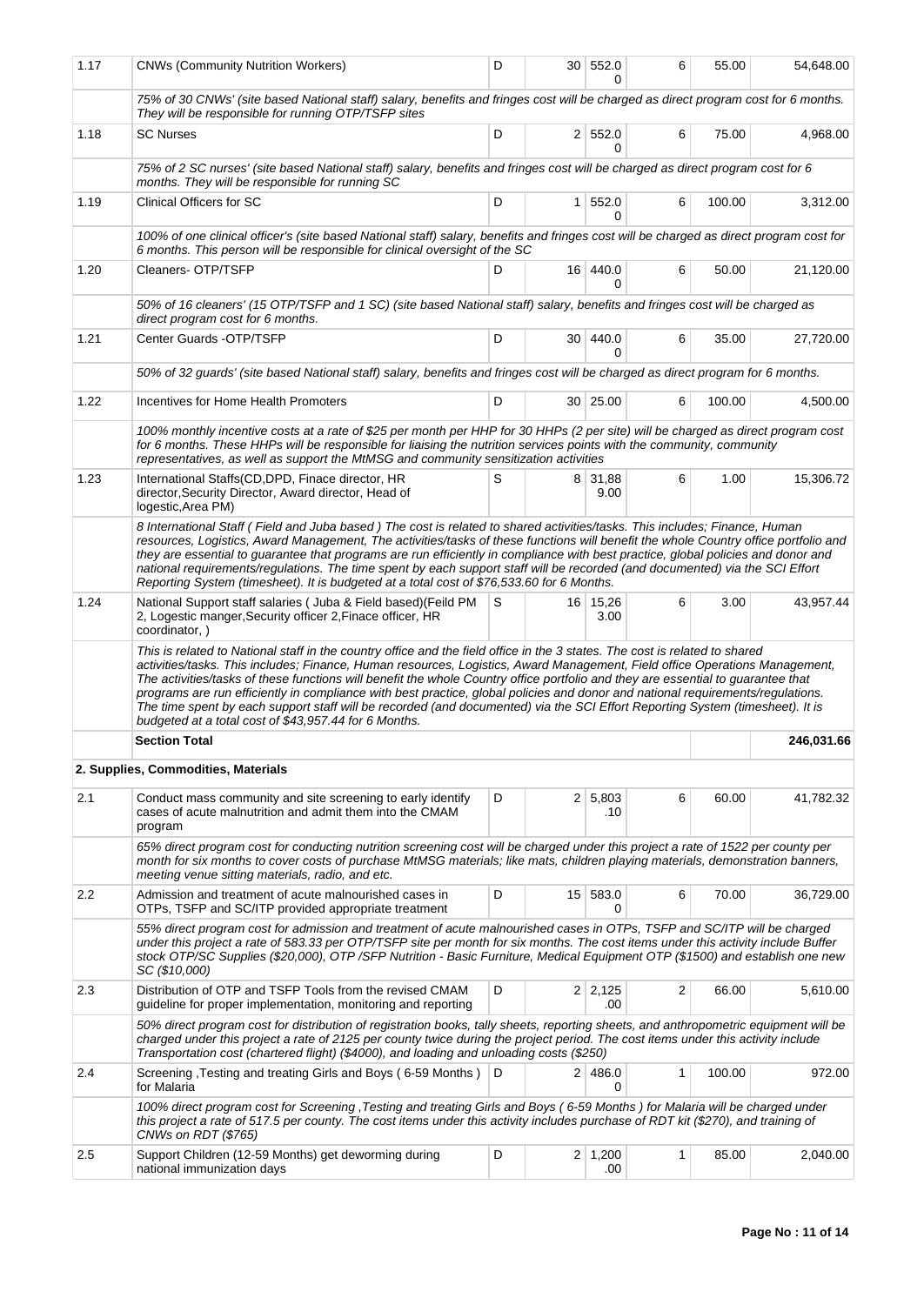| | | | | | | | |
|---|---|---|---|---|---|---|---|
| 1.17 | CNWs (Community Nutrition Workers) | D | 30 | 552.00 | 6 | 55.00 | 54,648.00 |
| | *75% of 30 CNWs' (site based National staff) salary, benefits and fringes cost will be charged as direct program cost for 6 months. They will be responsible for running OTP/TSFP sites* | | | | | | |
| 1.18 | SC Nurses | D | 2 | 552.00 | 6 | 75.00 | 4,968.00 |
| | *75% of 2 SC nurses' (site based National staff) salary, benefits and fringes cost will be charged as direct program cost for 6 months. They will be responsible for running SC* | | | | | | |
| 1.19 | Clinical Officers for SC | D | 1 | 552.00 | 6 | 100.00 | 3,312.00 |
| | *100% of one clinical officer's (site based National staff) salary, benefits and fringes cost will be charged as direct program cost for 6 months. This person will be responsible for clinical oversight of the SC* | | | | | | |
| 1.20 | Cleaners- OTP/TSFP | D | 16 | 440.00 | 6 | 50.00 | 21,120.00 |
| | *50% of 16 cleaners' (15 OTP/TSFP and 1 SC) (site based National staff) salary, benefits and fringes cost will be charged as direct program cost for 6 months.* | | | | | | |
| 1.21 | Center Guards -OTP/TSFP | D | 30 | 440.00 | 6 | 35.00 | 27,720.00 |
| | *50% of 32 guards' (site based National staff) salary, benefits and fringes cost will be charged as direct program for 6 months.* | | | | | | |
| 1.22 | Incentives for Home Health Promoters | D | 30 | 25.00 | 6 | 100.00 | 4,500.00 |
| | *100% monthly incentive costs at a rate of $25 per month per HHP for 30 HHPs (2 per site) will be charged as direct program cost for 6 months. These HHPs will be responsible for liaising the nutrition services points with the community, community representatives, as well as support the MtMSG and community sensitization activities* | | | | | | |
| 1.23 | International Staffs(CD,DPD, Finace director, HR director,Security Director, Award director, Head of logestic,Area PM) | S | 8 | 31,889.00 | 6 | 1.00 | 15,306.72 |
| | *8 International Staff ( Field and Juba based ) The cost is related to shared activities/tasks. This includes; Finance, Human resources, Logistics, Award Management, The activities/tasks of these functions will benefit the whole Country office portfolio and they are essential to guarantee that programs are run efficiently in compliance with best practice, global policies and donor and national requirements/regulations. The time spent by each support staff will be recorded (and documented) via the SCI Effort Reporting System (timesheet). It is budgeted at a total cost of $76,533.60 for 6 Months.* | | | | | | |
| 1.24 | National Support staff salaries ( Juba & Field based)(Feild PM 2, Logestic manger,Security officer 2,Finace officer, HR coordinator, ) | S | 16 | 15,263.00 | 6 | 3.00 | 43,957.44 |
| | *This is related to National staff in the country office and the field office in the 3 states. The cost is related to shared activities/tasks. This includes; Finance, Human resources, Logistics, Award Management, Field office Operations Management, The activities/tasks of these functions will benefit the whole Country office portfolio and they are essential to guarantee that programs are run efficiently in compliance with best practice, global policies and donor and national requirements/regulations. The time spent by each support staff will be recorded (and documented) via the SCI Effort Reporting System (timesheet). It is budgeted at a total cost of $43,957.44 for 6 Months.* | | | | | | |
| | **Section Total** | | | | | | **246,031.66** |
| | **2. Supplies, Commodities, Materials** | | | | | | |
| 2.1 | Conduct mass community and site screening to early identify cases of acute malnutrition and admit them into the CMAM program | D | 2 | 5,803.10 | 6 | 60.00 | 41,782.32 |
| | *65% direct program cost for conducting nutrition screening cost will be charged under this project a rate of 1522 per county per month for six months to cover costs of purchase MtMSG materials; like mats, children playing materials, demonstration banners, meeting venue sitting materials, radio, and etc.* | | | | | | |
| 2.2 | Admission and treatment of acute malnourished cases in OTPs, TSFP and SC/ITP provided appropriate treatment | D | 15 | 583.00 | 6 | 70.00 | 36,729.00 |
| | *55% direct program cost for admission and treatment of acute malnourished cases in OTPs, TSFP and SC/ITP will be charged under this project a rate of 583.33 per OTP/TSFP site per month for six months. The cost items under this activity include Buffer stock OTP/SC Supplies ($20,000), OTP /SFP Nutrition - Basic Furniture, Medical Equipment OTP ($1500) and establish one new SC ($10,000)* | | | | | | |
| 2.3 | Distribution of OTP and TSFP Tools from the revised CMAM guideline for proper implementation, monitoring and reporting | D | 2 | 2,125.00 | 2 | 66.00 | 5,610.00 |
| | *50% direct program cost for distribution of registration books, tally sheets, reporting sheets, and anthropometric equipment will be charged under this project a rate of 2125 per county twice during the project period. The cost items under this activity include Transportation cost (chartered flight) ($4000), and loading and unloading costs ($250)* | | | | | | |
| 2.4 | Screening ,Testing and treating Girls and Boys ( 6-59 Months ) for Malaria | D | 2 | 486.00 | 1 | 100.00 | 972.00 |
| | *100% direct program cost for Screening ,Testing and treating Girls and Boys ( 6-59 Months ) for Malaria will be charged under this project a rate of 517.5 per county. The cost items under this activity includes purchase of RDT kit ($270), and training of CNWs on RDT ($765)* | | | | | | |
| 2.5 | Support Children (12-59 Months) get deworming during national immunization days | D | 2 | 1,200.00 | 1 | 85.00 | 2,040.00 |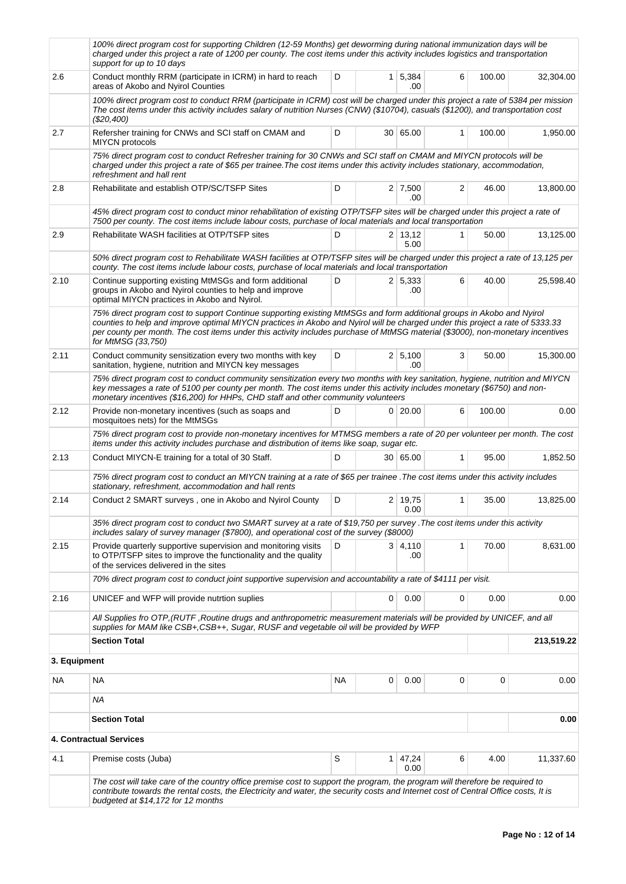| | | | | | | | |
|---|---|---|---|---|---|---|---|
| | *100% direct program cost for supporting Children (12-59 Months) get deworming during national immunization days will be charged under this project a rate of 1200 per county. The cost items under this activity includes logistics and transportation support for up to 10 days* | | | | | | |
| 2.6 | Conduct monthly RRM (participate in ICRM) in hard to reach areas of Akobo and Nyirol Counties | D | 1 | 5,384.00 | 6 | 100.00 | 32,304.00 |
| | *100% direct program cost to conduct RRM (participate in ICRM) cost will be charged under this project a rate of 5384 per mission The cost items under this activity includes salary of nutrition Nurses (CNW) ($10704), casuals ($1200), and transportation cost ($20,400)* | | | | | | |
| 2.7 | Refersher training for CNWs and SCI staff on CMAM and MIYCN protocols | D | 30 | 65.00 | 1 | 100.00 | 1,950.00 |
| | *75% direct program cost to conduct Refresher training for 30 CNWs and SCI staff on CMAM and MIYCN protocols will be charged under this project a rate of $65 per trainee.The cost items under this activity includes stationary, accommodation, refreshment and hall rent* | | | | | | |
| 2.8 | Rehabilitate and establish OTP/SC/TSFP Sites | D | 2 | 7,500.00 | 2 | 46.00 | 13,800.00 |
| | *45% direct program cost to conduct minor rehabilitation of existing OTP/TSFP sites will be charged under this project a rate of 7500 per county. The cost items include labour costs, purchase of local materials and local transportation* | | | | | | |
| 2.9 | Rehabilitate WASH facilities at OTP/TSFP sites | D | 2 | 13,125.00 | 1 | 50.00 | 13,125.00 |
| | *50% direct program cost to Rehabilitate WASH facilities at OTP/TSFP sites will be charged under this project a rate of 13,125 per county. The cost items include labour costs, purchase of local materials and local transportation* | | | | | | |
| 2.10 | Continue supporting existing MtMSGs and form additional groups in Akobo and Nyirol counties to help and improve optimal MIYCN practices in Akobo and Nyirol. | D | 2 | 5,333.00 | 6 | 40.00 | 25,598.40 |
| | *75% direct program cost to support Continue supporting existing MtMSGs and form additional groups in Akobo and Nyirol counties to help and improve optimal MIYCN practices in Akobo and Nyirol will be charged under this project a rate of 5333.33 per county per month. The cost items under this activity includes purchase of MtMSG material ($3000), non-monetary incentives for MtMSG (33,750)* | | | | | | |
| 2.11 | Conduct community sensitization every two months with key sanitation, hygiene, nutrition and MIYCN key messages | D | 2 | 5,100.00 | 3 | 50.00 | 15,300.00 |
| | *75% direct program cost to conduct community sensitization every two months with key sanitation, hygiene, nutrition and MIYCN key messages a rate of 5100 per county per month. The cost items under this activity includes monetary ($6750) and non-monetary incentives ($16,200) for HHPs, CHD staff and other community volunteers* | | | | | | |
| 2.12 | Provide non-monetary incentives (such as soaps and mosquitoes nets) for the MtMSGs | D | 0 | 20.00 | 6 | 100.00 | 0.00 |
| | *75% direct program cost to provide non-monetary incentives for MTMSG members a rate of 20 per volunteer per month. The cost items under this activity includes purchase and distribution of items like soap, sugar etc.* | | | | | | |
| 2.13 | Conduct MIYCN-E training for a total of 30 Staff. | D | 30 | 65.00 | 1 | 95.00 | 1,852.50 |
| | *75% direct program cost to conduct an MIYCN training at a rate of $65 per trainee .The cost items under this activity includes stationary, refreshment, accommodation and hall rents* | | | | | | |
| 2.14 | Conduct 2 SMART surveys , one in Akobo and Nyirol County | D | 2 | 19,750.00 | 1 | 35.00 | 13,825.00 |
| | *35% direct program cost to conduct two SMART survey at a rate of $19,750 per survey .The cost items under this activity includes salary of survey manager ($7800), and operational cost of the survey ($8000)* | | | | | | |
| 2.15 | Provide quarterly supportive supervision and monitoring visits to OTP/TSFP sites to improve the functionality and the quality of the services delivered in the sites | D | 3 | 4,110.00 | 1 | 70.00 | 8,631.00 |
| | *70% direct program cost to conduct joint supportive supervision and accountability a rate of $4111 per visit.* | | | | | | |
| 2.16 | UNICEF and WFP will provide nutrtion suplies | | 0 | 0.00 | 0 | 0.00 | 0.00 |
| | *All Supplies fro OTP,(RUTF ,Routine drugs and anthropometric measurement materials will be provided by UNICEF, and all supplies for MAM like CSB+,CSB++, Sugar, RUSF and vegetable oil will be provided by WFP* | | | | | | |
| | **Section Total** | | | | | | **213,519.22** |
| **3. Equipment** | | | | | | | |
| NA | NA | NA | 0 | 0.00 | 0 | 0 | 0.00 |
| | *NA* | | | | | | |
| | **Section Total** | | | | | | **0.00** |
| **4. Contractual Services** | | | | | | | |
| 4.1 | Premise costs (Juba) | S | 1 | 47,240.00 | 6 | 4.00 | 11,337.60 |
| | *The cost will take care of the country office premise cost to support the program, the program will therefore be required to contribute towards the rental costs, the Electricity and water, the security costs and Internet cost of Central Office costs, It is budgeted at $14,172 for 12 months* | | | | | | |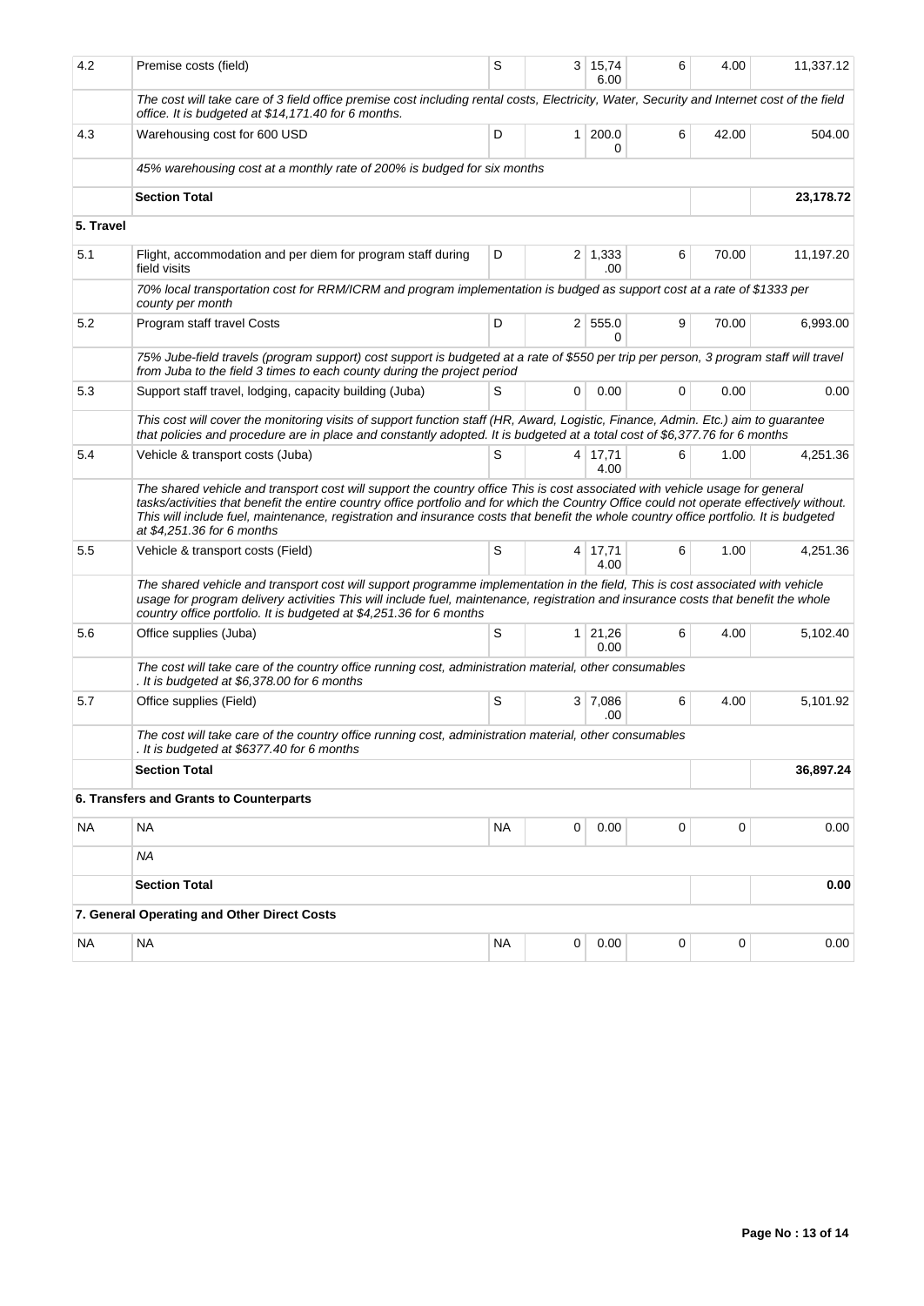| 4.2 | Premise costs (field) | S | 3 | 15,746.00 | 6 | 4.00 | 11,337.12 |
|---|---|---|---|---|---|---|---|
| | *The cost will take care of 3 field office premise cost including rental costs, Electricity, Water, Security and Internet cost of the field office. It is budgeted at $14,171.40 for 6 months.* | | | | | | |
| 4.3 | Warehousing cost for 600 USD | D | 1 | 200.00 | 6 | 42.00 | 504.00 |
| | *45% warehousing cost at a monthly rate of 200% is budged for six months* | | | | | | |
| | **Section Total** | | | | | | **23,178.72** |
| **5. Travel** | | | | | | | |
| 5.1 | Flight, accommodation and per diem for program staff during field visits | D | 2 | 1,333.00 | 6 | 70.00 | 11,197.20 |
| | *70% local transportation cost for RRM/ICRM and program implementation is budged as support cost at a rate of $1333 per county per month* | | | | | | |
| 5.2 | Program staff travel Costs | D | 2 | 555.00 | 9 | 70.00 | 6,993.00 |
| | *75% Jube-field travels (program support) cost support is budgeted at a rate of $550 per trip per person, 3 program staff will travel from Juba to the field 3 times to each county during the project period* | | | | | | |
| 5.3 | Support staff travel, lodging, capacity building (Juba) | S | 0 | 0.00 | 0 | 0.00 | 0.00 |
| | *This cost will cover the monitoring visits of support function staff (HR, Award, Logistic, Finance, Admin. Etc.) aim to guarantee that policies and procedure are in place and constantly adopted. It is budgeted at a total cost of $6,377.76 for 6 months* | | | | | | |
| 5.4 | Vehicle & transport costs (Juba) | S | 4 | 17,714.00 | 6 | 1.00 | 4,251.36 |
| | *The shared vehicle and transport cost will support the country office This is cost associated with vehicle usage for general tasks/activities that benefit the entire country office portfolio and for which the Country Office could not operate effectively without. This will include fuel, maintenance, registration and insurance costs that benefit the whole country office portfolio. It is budgeted at $4,251.36 for 6 months* | | | | | | |
| 5.5 | Vehicle & transport costs (Field) | S | 4 | 17,714.00 | 6 | 1.00 | 4,251.36 |
| | *The shared vehicle and transport cost will support programme implementation in the field, This is cost associated with vehicle usage for program delivery activities This will include fuel, maintenance, registration and insurance costs that benefit the whole country office portfolio. It is budgeted at $4,251.36 for 6 months* | | | | | | |
| 5.6 | Office supplies (Juba) | S | 1 | 21,260.00 | 6 | 4.00 | 5,102.40 |
| | *The cost will take care of the country office running cost, administration material, other consumables . It is budgeted at $6,378.00 for 6 months* | | | | | | |
| 5.7 | Office supplies (Field) | S | 3 | 7,086.00 | 6 | 4.00 | 5,101.92 |
| | *The cost will take care of the country office running cost, administration material, other consumables . It is budgeted at $6377.40 for 6 months* | | | | | | |
| | **Section Total** | | | | | | **36,897.24** |
| | **6. Transfers and Grants to Counterparts** | | | | | | |
| NA | NA | NA | 0 | 0.00 | 0 | 0 | 0.00 |
| | *NA* | | | | | | |
| | **Section Total** | | | | | | **0.00** |
| | **7. General Operating and Other Direct Costs** | | | | | | |
| NA | NA | NA | 0 | 0.00 | 0 | 0 | 0.00 |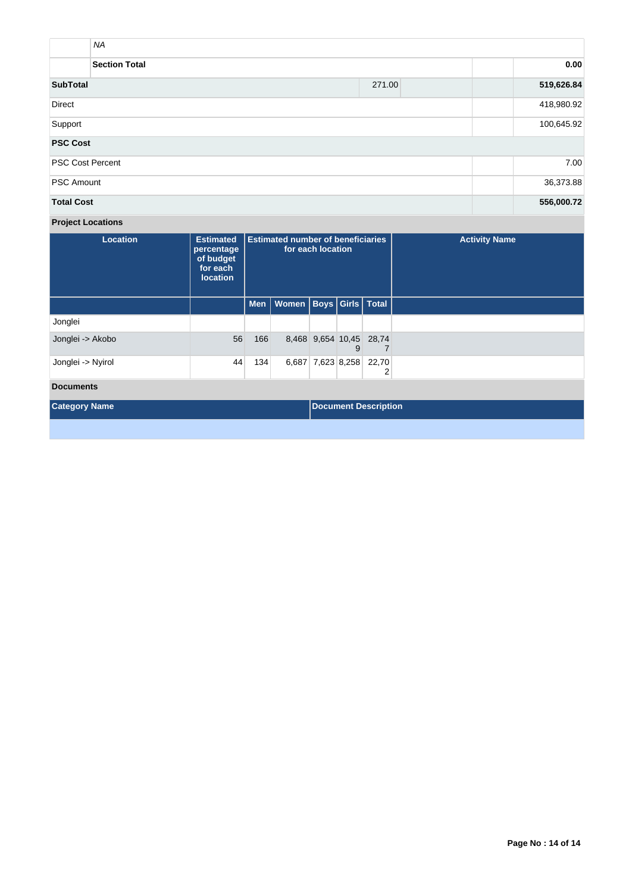| | | | | | |
|---|---|---|---|---|---|
| | *NA* | | | | |
| | **Section Total** | | | | **0.00** |
| **SubTotal** | | 271.00 | | | **519,626.84** |
| Direct | | | | | 418,980.92 |
| Support | | | | | 100,645.92 |
| **PSC Cost** | | | | | |
| PSC Cost Percent | | | | | 7.00 |
| PSC Amount | | | | | 36,373.88 |
| **Total Cost** | | | | | **556,000.72** |

**Project Locations**

| Location | Estimated percentage of budget for each location | Estimated number of beneficiaries for each location | | | | | Activity Name |
|---|---|---|---|---|---|---|---|
| | | Men | Women | Boys | Girls | Total | |
| Jonglei | | | | | | | |
| Jonglei -> Akobo | 56 | 166 | 8,468 | 9,654 | 10,459 | 28,747 | |
| Jonglei -> Nyirol | 44 | 134 | 6,687 | 7,623 | 8,258 | 22,702 | |

**Documents**

| Category Name | Document Description |
|---|---|
| | |